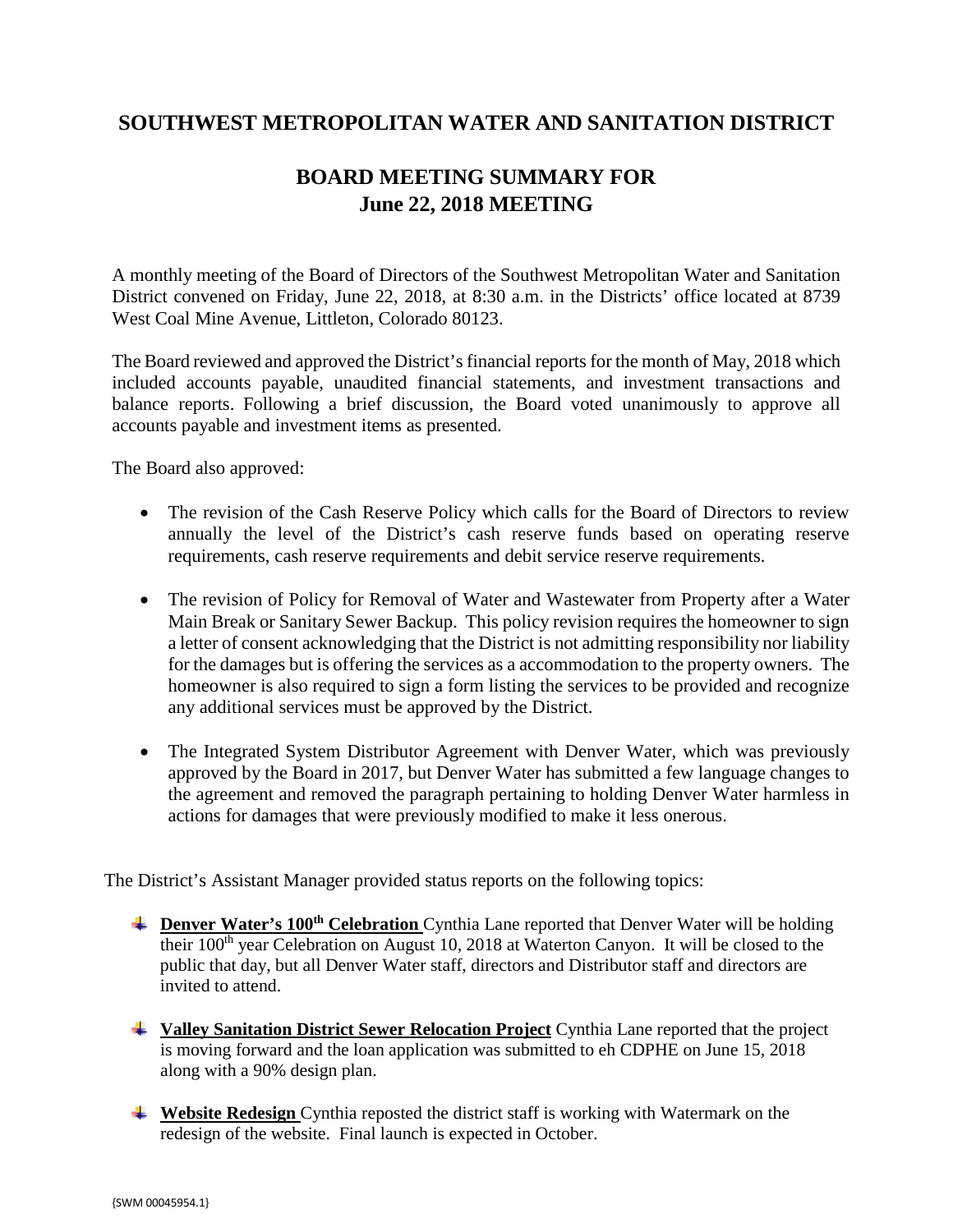# SOUTHWEST METROPOLITAN WATER AND SANITATION DISTRICT

## BOARD MEETING SUMMARY FOR June 22, 2018 MEETING

A monthly meeting of the Board of Directors of the Southwest Metropolitan Water and Sanitation District convened on Friday, June 22, 2018, at 8:30 a.m. in the Districts' office located at 8739 West Coal Mine Avenue, Littleton, Colorado 80123.

The Board reviewed and approved the District's financial reports for the month of May, 2018 which included accounts payable, unaudited financial statements, and investment transactions and balance reports. Following a brief discussion, the Board voted unanimously to approve all accounts payable and investment items as presented.

The Board also approved:

- The revision of the Cash Reserve Policy which calls for the Board of Directors to review annually the level of the District's cash reserve funds based on operating reserve requirements, cash reserve requirements and debit service reserve requirements.

- The revision of Policy for Removal of Water and Wastewater from Property after a Water Main Break or Sanitary Sewer Backup. This policy revision requires the homeowner to sign a letter of consent acknowledging that the District is not admitting responsibility nor liability for the damages but is offering the services as a accommodation to the property owners. The homeowner is also required to sign a form listing the services to be provided and recognize any additional services must be approved by the District.

- The Integrated System Distributor Agreement with Denver Water, which was previously approved by the Board in 2017, but Denver Water has submitted a few language changes to the agreement and removed the paragraph pertaining to holding Denver Water harmless in actions for damages that were previously modified to make it less onerous.

The District's Assistant Manager provided status reports on the following topics:

- **Denver Water's 100th Celebration** Cynthia Lane reported that Denver Water will be holding their 100th year Celebration on August 10, 2018 at Waterton Canyon. It will be closed to the public that day, but all Denver Water staff, directors and Distributor staff and directors are invited to attend.

- **Valley Sanitation District Sewer Relocation Project** Cynthia Lane reported that the project is moving forward and the loan application was submitted to eh CDPHE on June 15, 2018 along with a 90% design plan.

- **Website Redesign** Cynthia reposted the district staff is working with Watermark on the redesign of the website. Final launch is expected in October.

{SWM 00045954.1}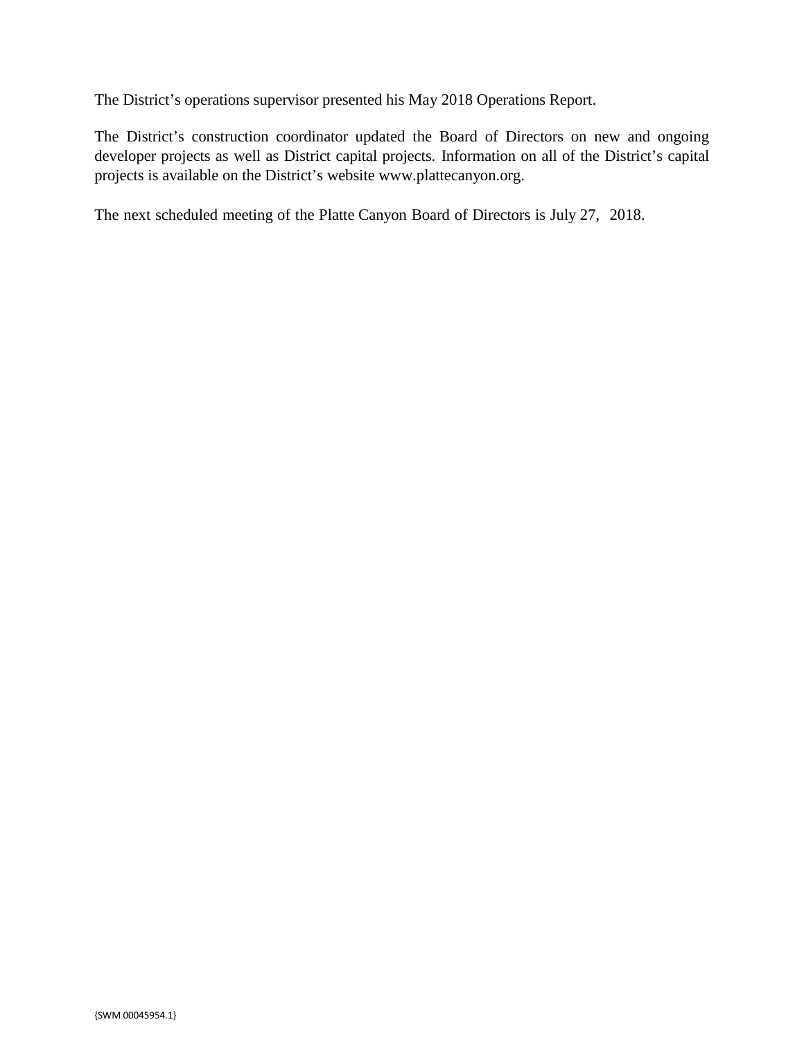The District's operations supervisor presented his May 2018 Operations Report.

The District's construction coordinator updated the Board of Directors on new and ongoing developer projects as well as District capital projects. Information on all of the District's capital projects is available on the District's website www.plattecanyon.org.

The next scheduled meeting of the Platte Canyon Board of Directors is July 27, 2018.

{SWM 00045954.1}